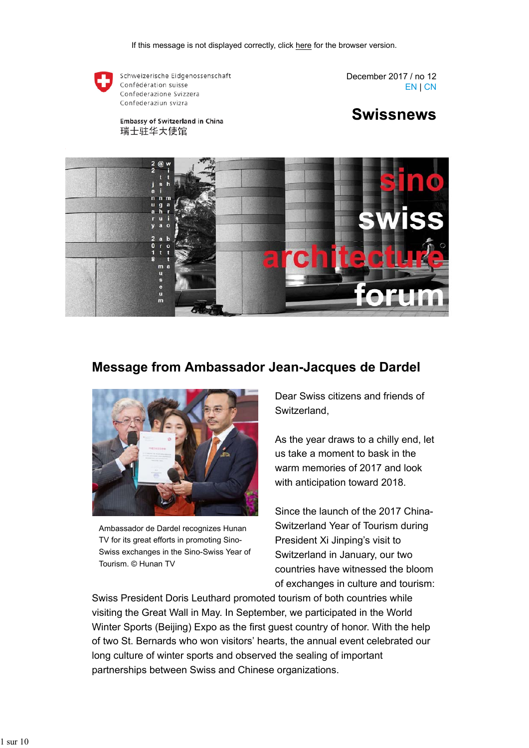If this message is not displayed correctly, click here for the browser version.

Schweizerische Eidgenossenschaft
Confédération suisse
Confederazione Svizzera
Confederaziun svizra

Embassy of Switzerland in China
瑞士驻华大使馆

December 2017 / no 12
EN | CN

# Swissnews

## Message from Ambassador Jean-Jacques de Dardel

Ambassador de Dardel recognizes Hunan TV for its great efforts in promoting Sino-Swiss exchanges in the Sino-Swiss Year of Tourism. © Hunan TV

Dear Swiss citizens and friends of Switzerland,

As the year draws to a chilly end, let us take a moment to bask in the warm memories of 2017 and look with anticipation toward 2018.

Since the launch of the 2017 China-Switzerland Year of Tourism during President Xi Jinping's visit to Switzerland in January, our two countries have witnessed the bloom of exchanges in culture and tourism: Swiss President Doris Leuthard promoted tourism of both countries while visiting the Great Wall in May. In September, we participated in the World Winter Sports (Beijing) Expo as the first guest country of honor. With the help of two St. Bernards who won visitors' hearts, the annual event celebrated our long culture of winter sports and observed the sealing of important partnerships between Swiss and Chinese organizations.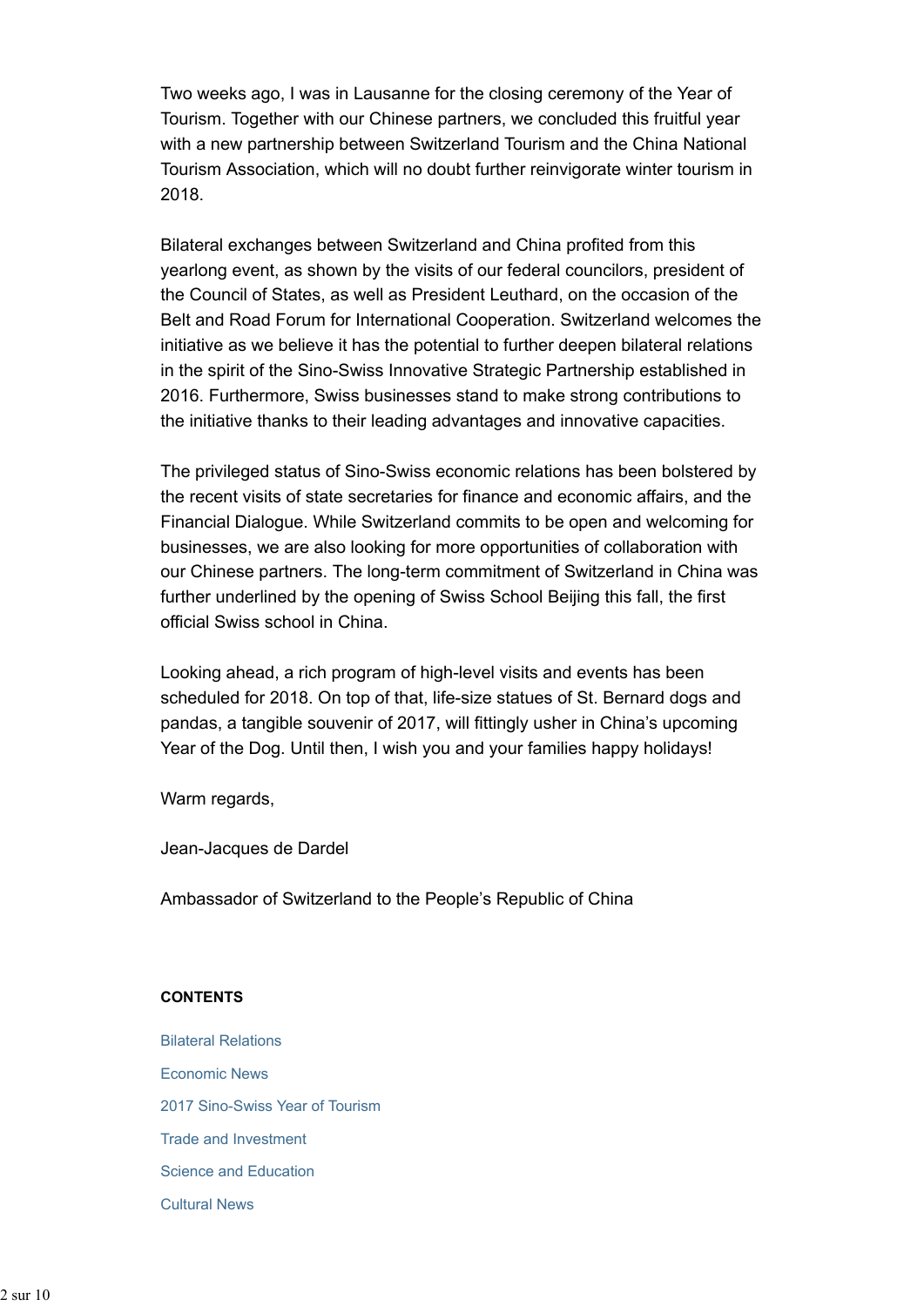Two weeks ago, I was in Lausanne for the closing ceremony of the Year of Tourism. Together with our Chinese partners, we concluded this fruitful year with a new partnership between Switzerland Tourism and the China National Tourism Association, which will no doubt further reinvigorate winter tourism in 2018.

Bilateral exchanges between Switzerland and China profited from this yearlong event, as shown by the visits of our federal councilors, president of the Council of States, as well as President Leuthard, on the occasion of the Belt and Road Forum for International Cooperation. Switzerland welcomes the initiative as we believe it has the potential to further deepen bilateral relations in the spirit of the Sino-Swiss Innovative Strategic Partnership established in 2016. Furthermore, Swiss businesses stand to make strong contributions to the initiative thanks to their leading advantages and innovative capacities.

The privileged status of Sino-Swiss economic relations has been bolstered by the recent visits of state secretaries for finance and economic affairs, and the Financial Dialogue. While Switzerland commits to be open and welcoming for businesses, we are also looking for more opportunities of collaboration with our Chinese partners. The long-term commitment of Switzerland in China was further underlined by the opening of Swiss School Beijing this fall, the first official Swiss school in China.

Looking ahead, a rich program of high-level visits and events has been scheduled for 2018. On top of that, life-size statues of St. Bernard dogs and pandas, a tangible souvenir of 2017, will fittingly usher in China's upcoming Year of the Dog. Until then, I wish you and your families happy holidays!

Warm regards,

Jean-Jacques de Dardel

Ambassador of Switzerland to the People's Republic of China

**CONTENTS**

Bilateral Relations

Economic News

2017 Sino-Swiss Year of Tourism

Trade and Investment

Science and Education

Cultural News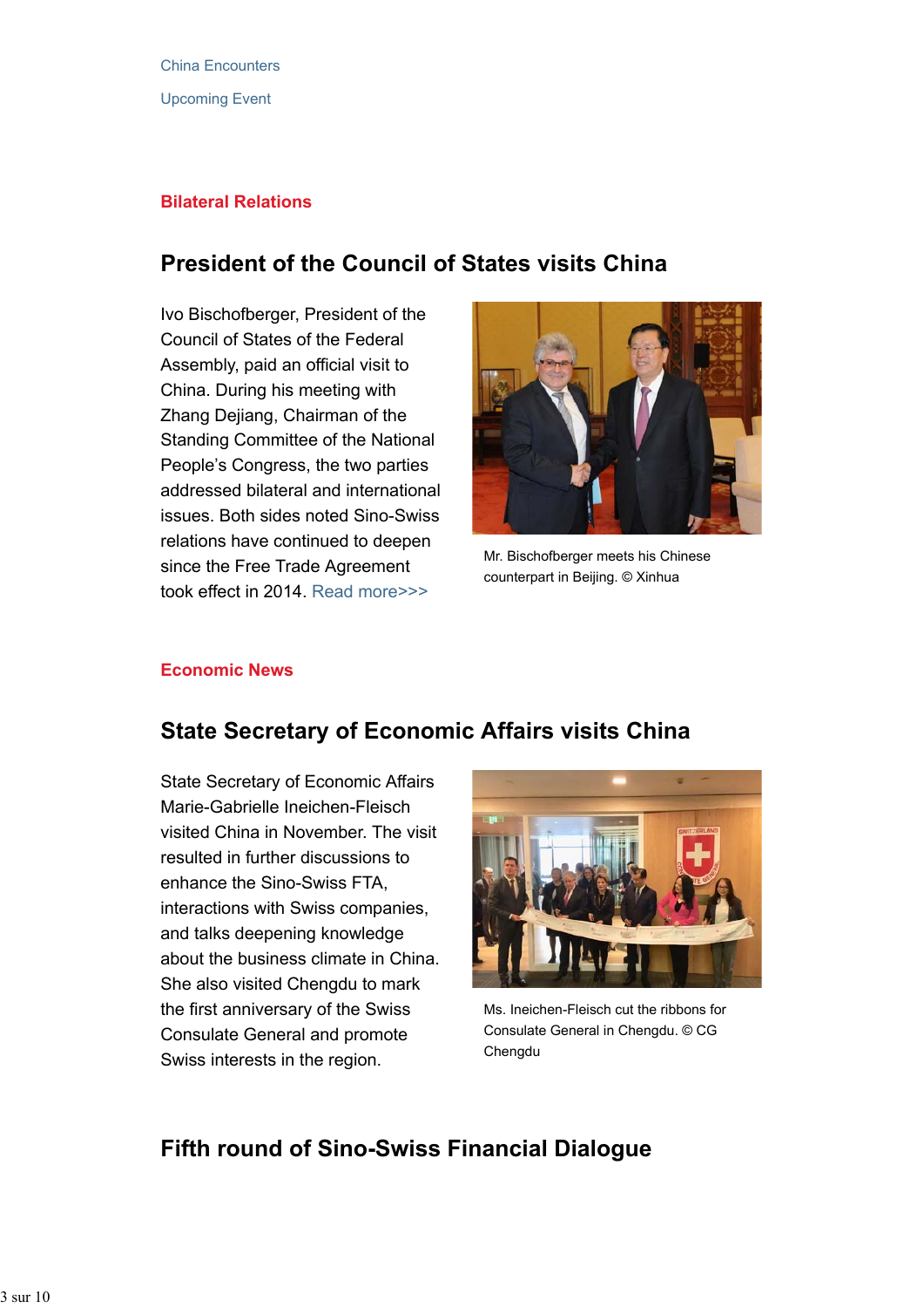China Encounters

Upcoming Event

## Bilateral Relations

## President of the Council of States visits China

Ivo Bischofberger, President of the Council of States of the Federal Assembly, paid an official visit to China. During his meeting with Zhang Dejiang, Chairman of the Standing Committee of the National People's Congress, the two parties addressed bilateral and international issues. Both sides noted Sino-Swiss relations have continued to deepen since the Free Trade Agreement took effect in 2014. Read more>>>

Mr. Bischofberger meets his Chinese counterpart in Beijing. © Xinhua

## Economic News

## State Secretary of Economic Affairs visits China

State Secretary of Economic Affairs Marie-Gabrielle Ineichen-Fleisch visited China in November. The visit resulted in further discussions to enhance the Sino-Swiss FTA, interactions with Swiss companies, and talks deepening knowledge about the business climate in China. She also visited Chengdu to mark the first anniversary of the Swiss Consulate General and promote Swiss interests in the region.

Ms. Ineichen-Fleisch cut the ribbons for Consulate General in Chengdu. © CG Chengdu

## Fifth round of Sino-Swiss Financial Dialogue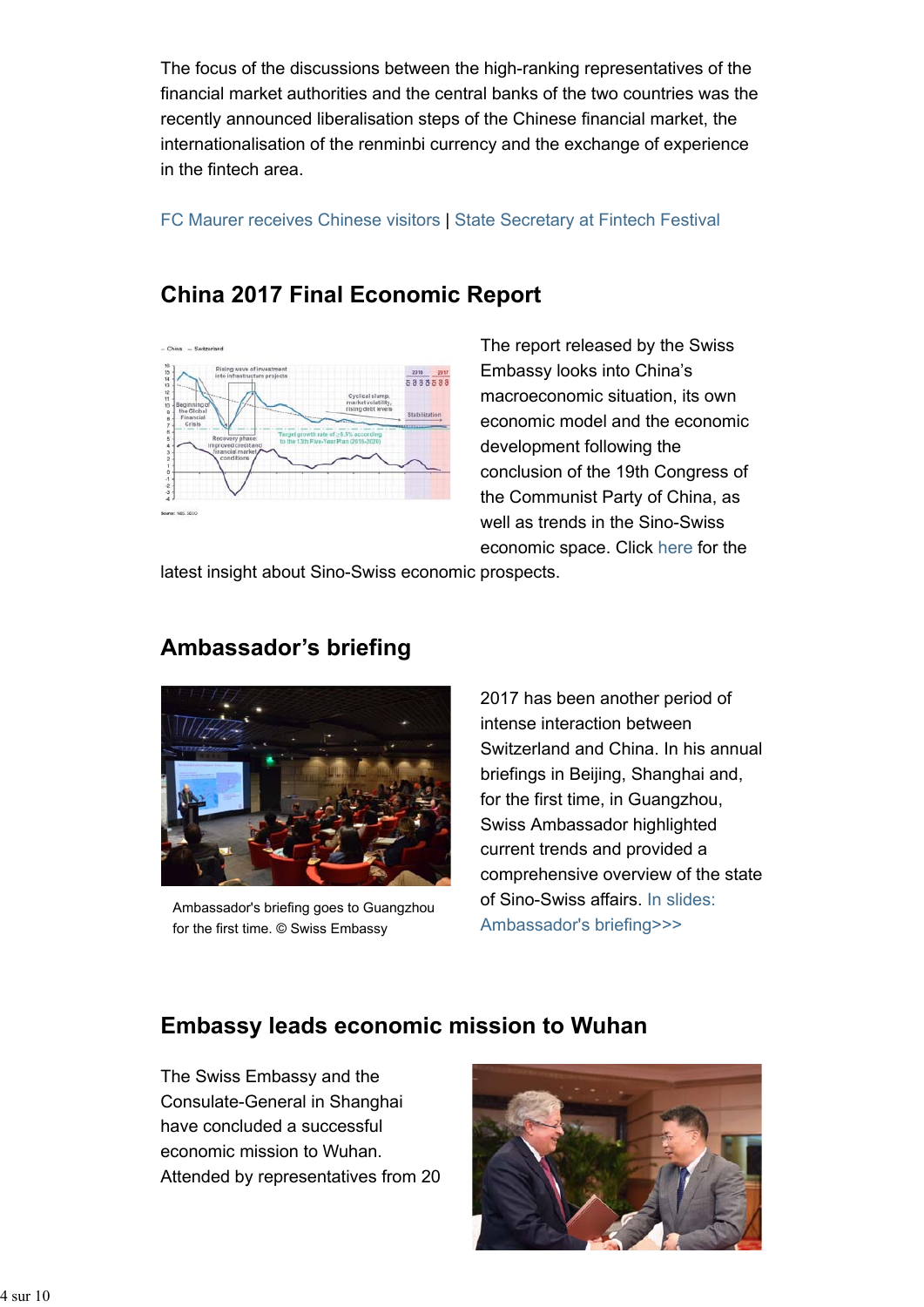The focus of the discussions between the high-ranking representatives of the financial market authorities and the central banks of the two countries was the recently announced liberalisation steps of the Chinese financial market, the internationalisation of the renminbi currency and the exchange of experience in the fintech area.

FC Maurer receives Chinese visitors | State Secretary at Fintech Festival

## China 2017 Final Economic Report

The report released by the Swiss Embassy looks into China's macroeconomic situation, its own economic model and the economic development following the conclusion of the 19th Congress of the Communist Party of China, as well as trends in the Sino-Swiss economic space. Click here for the latest insight about Sino-Swiss economic prospects.

## Ambassador's briefing

Ambassador's briefing goes to Guangzhou for the first time. © Swiss Embassy

2017 has been another period of intense interaction between Switzerland and China. In his annual briefings in Beijing, Shanghai and, for the first time, in Guangzhou, Swiss Ambassador highlighted current trends and provided a comprehensive overview of the state of Sino-Swiss affairs. In slides: Ambassador's briefing>>>

## Embassy leads economic mission to Wuhan

The Swiss Embassy and the Consulate-General in Shanghai have concluded a successful economic mission to Wuhan. Attended by representatives from 20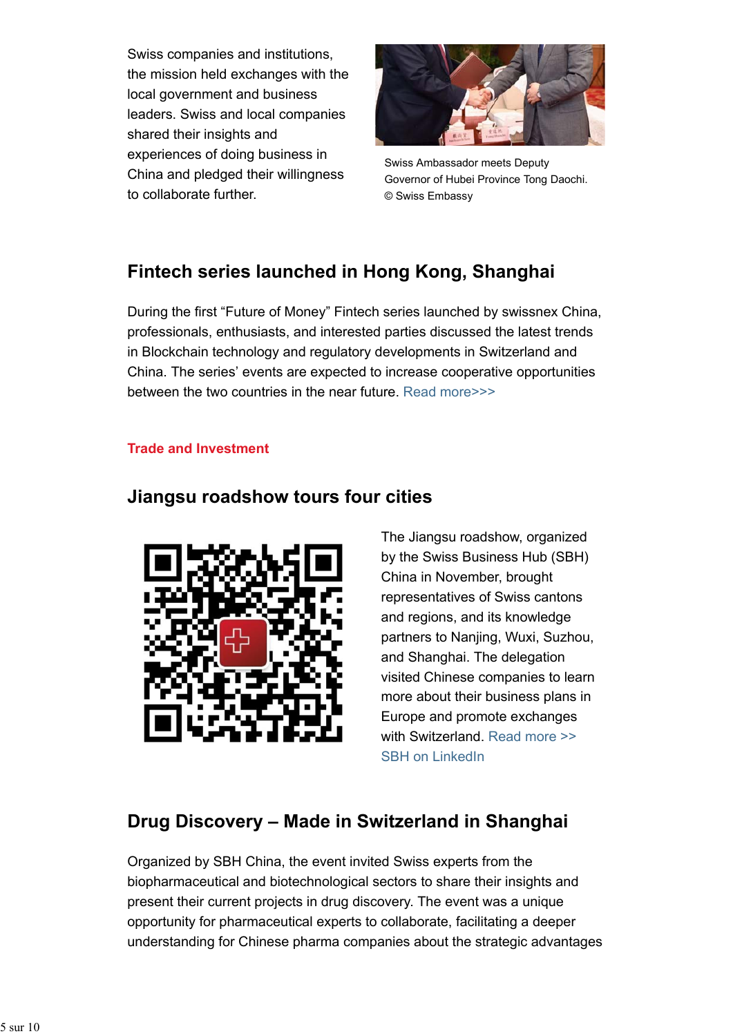Swiss companies and institutions, the mission held exchanges with the local government and business leaders. Swiss and local companies shared their insights and experiences of doing business in China and pledged their willingness to collaborate further.

Swiss Ambassador meets Deputy Governor of Hubei Province Tong Daochi. © Swiss Embassy

## Fintech series launched in Hong Kong, Shanghai

During the first "Future of Money" Fintech series launched by swissnex China, professionals, enthusiasts, and interested parties discussed the latest trends in Blockchain technology and regulatory developments in Switzerland and China. The series' events are expected to increase cooperative opportunities between the two countries in the near future. Read more>>>

**Trade and Investment**

## Jiangsu roadshow tours four cities

The Jiangsu roadshow, organized by the Swiss Business Hub (SBH) China in November, brought representatives of Swiss cantons and regions, and its knowledge partners to Nanjing, Wuxi, Suzhou, and Shanghai. The delegation visited Chinese companies to learn more about their business plans in Europe and promote exchanges with Switzerland. Read more >>
SBH on LinkedIn

## Drug Discovery – Made in Switzerland in Shanghai

Organized by SBH China, the event invited Swiss experts from the biopharmaceutical and biotechnological sectors to share their insights and present their current projects in drug discovery. The event was a unique opportunity for pharmaceutical experts to collaborate, facilitating a deeper understanding for Chinese pharma companies about the strategic advantages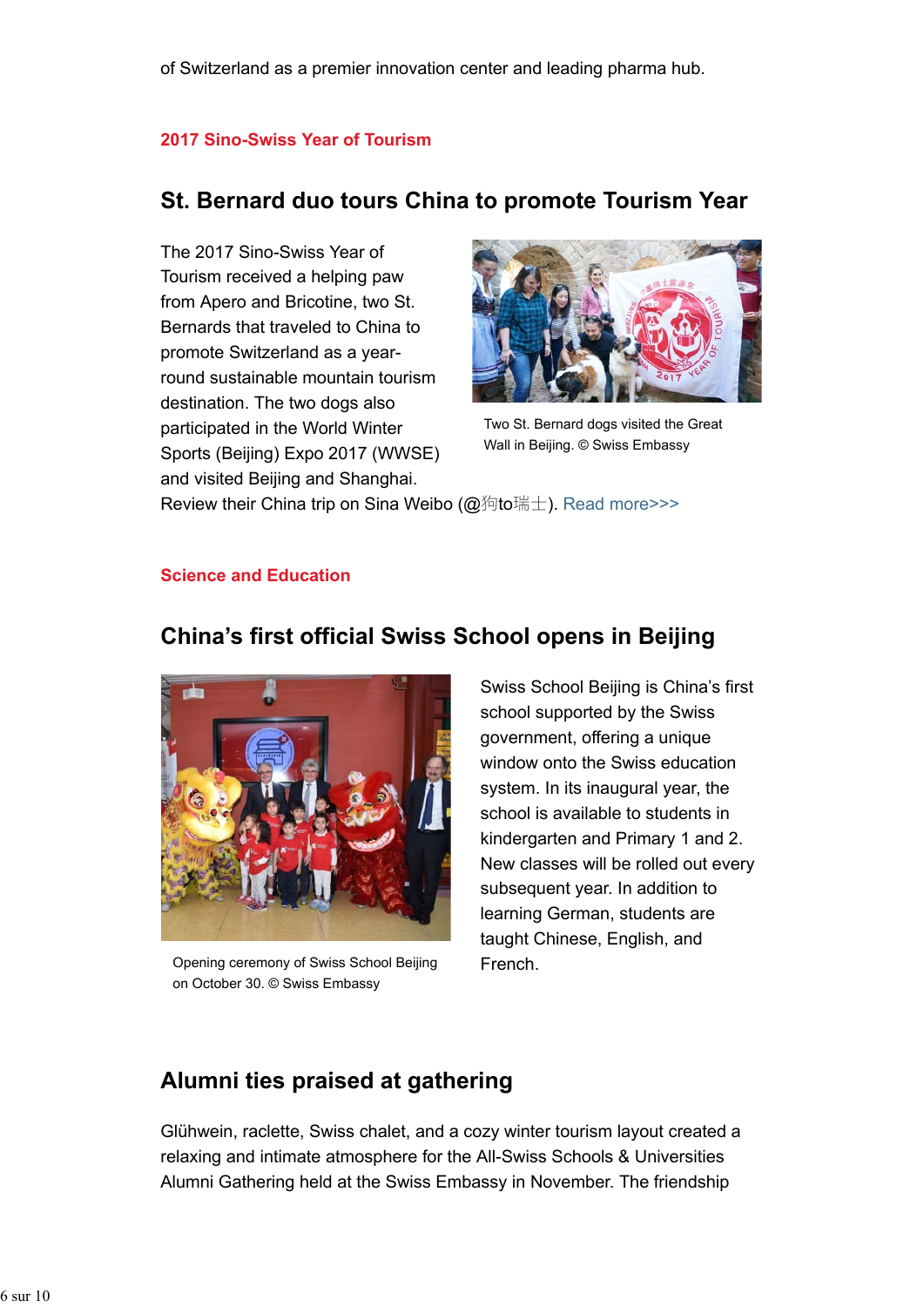of Switzerland as a premier innovation center and leading pharma hub.

**2017 Sino-Swiss Year of Tourism**

## St. Bernard duo tours China to promote Tourism Year

The 2017 Sino-Swiss Year of Tourism received a helping paw from Apero and Bricotine, two St. Bernards that traveled to China to promote Switzerland as a year-round sustainable mountain tourism destination. The two dogs also participated in the World Winter Sports (Beijing) Expo 2017 (WWSE) and visited Beijing and Shanghai. Review their China trip on Sina Weibo (@狗to瑞士). Read more>>>

Two St. Bernard dogs visited the Great Wall in Beijing. © Swiss Embassy

**Science and Education**

## China's first official Swiss School opens in Beijing

Opening ceremony of Swiss School Beijing on October 30. © Swiss Embassy

Swiss School Beijing is China's first school supported by the Swiss government, offering a unique window onto the Swiss education system. In its inaugural year, the school is available to students in kindergarten and Primary 1 and 2. New classes will be rolled out every subsequent year. In addition to learning German, students are taught Chinese, English, and French.

## Alumni ties praised at gathering

Glühwein, raclette, Swiss chalet, and a cozy winter tourism layout created a relaxing and intimate atmosphere for the All-Swiss Schools & Universities Alumni Gathering held at the Swiss Embassy in November. The friendship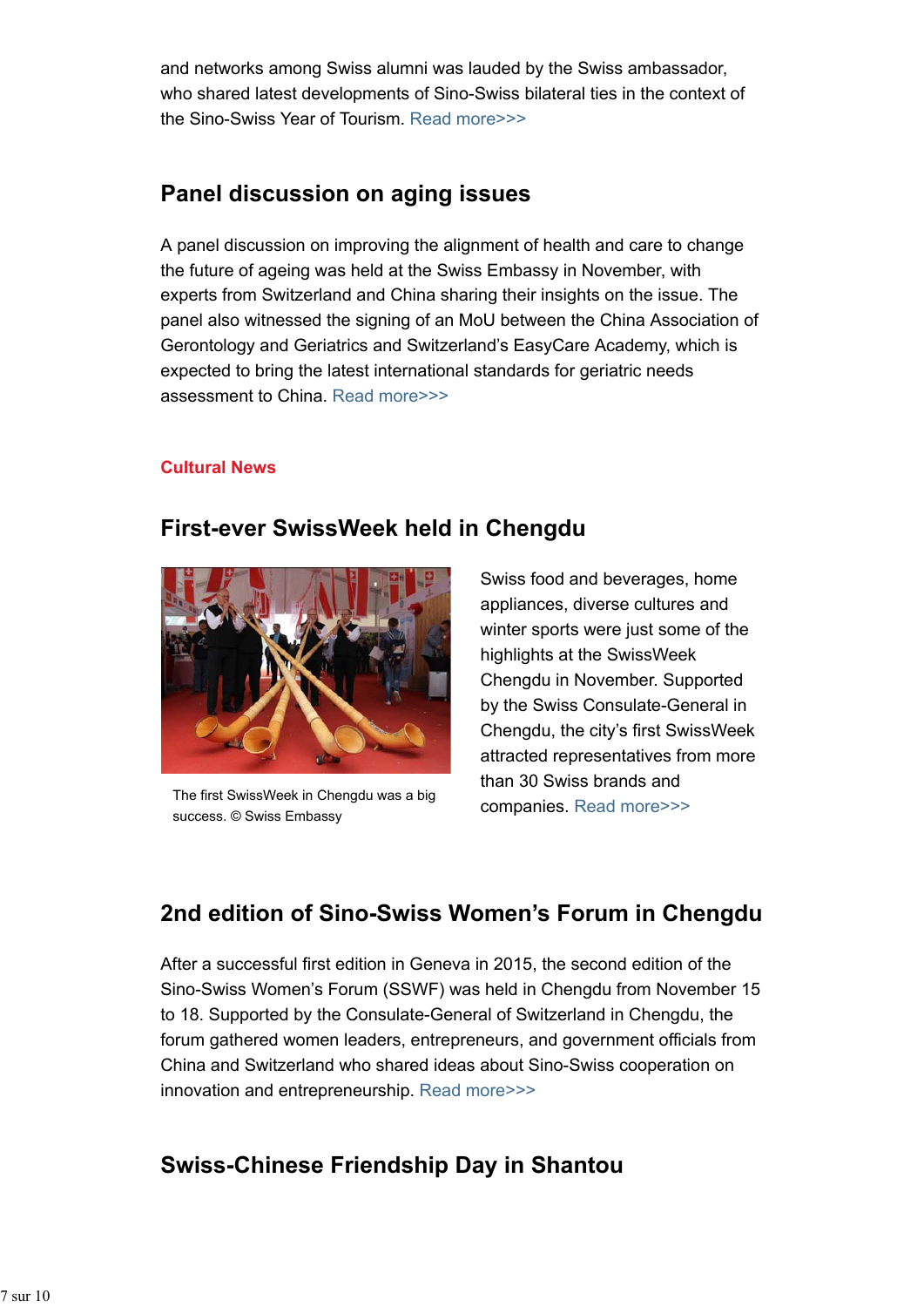and networks among Swiss alumni was lauded by the Swiss ambassador, who shared latest developments of Sino-Swiss bilateral ties in the context of the Sino-Swiss Year of Tourism. Read more>>>

## Panel discussion on aging issues

A panel discussion on improving the alignment of health and care to change the future of ageing was held at the Swiss Embassy in November, with experts from Switzerland and China sharing their insights on the issue. The panel also witnessed the signing of an MoU between the China Association of Gerontology and Geriatrics and Switzerland's EasyCare Academy, which is expected to bring the latest international standards for geriatric needs assessment to China. Read more>>>

**Cultural News**

## First-ever SwissWeek held in Chengdu

The first SwissWeek in Chengdu was a big success. © Swiss Embassy

Swiss food and beverages, home appliances, diverse cultures and winter sports were just some of the highlights at the SwissWeek Chengdu in November. Supported by the Swiss Consulate-General in Chengdu, the city's first SwissWeek attracted representatives from more than 30 Swiss brands and companies. Read more>>>

## 2nd edition of Sino-Swiss Women's Forum in Chengdu

After a successful first edition in Geneva in 2015, the second edition of the Sino-Swiss Women's Forum (SSWF) was held in Chengdu from November 15 to 18. Supported by the Consulate-General of Switzerland in Chengdu, the forum gathered women leaders, entrepreneurs, and government officials from China and Switzerland who shared ideas about Sino-Swiss cooperation on innovation and entrepreneurship. Read more>>>

## Swiss-Chinese Friendship Day in Shantou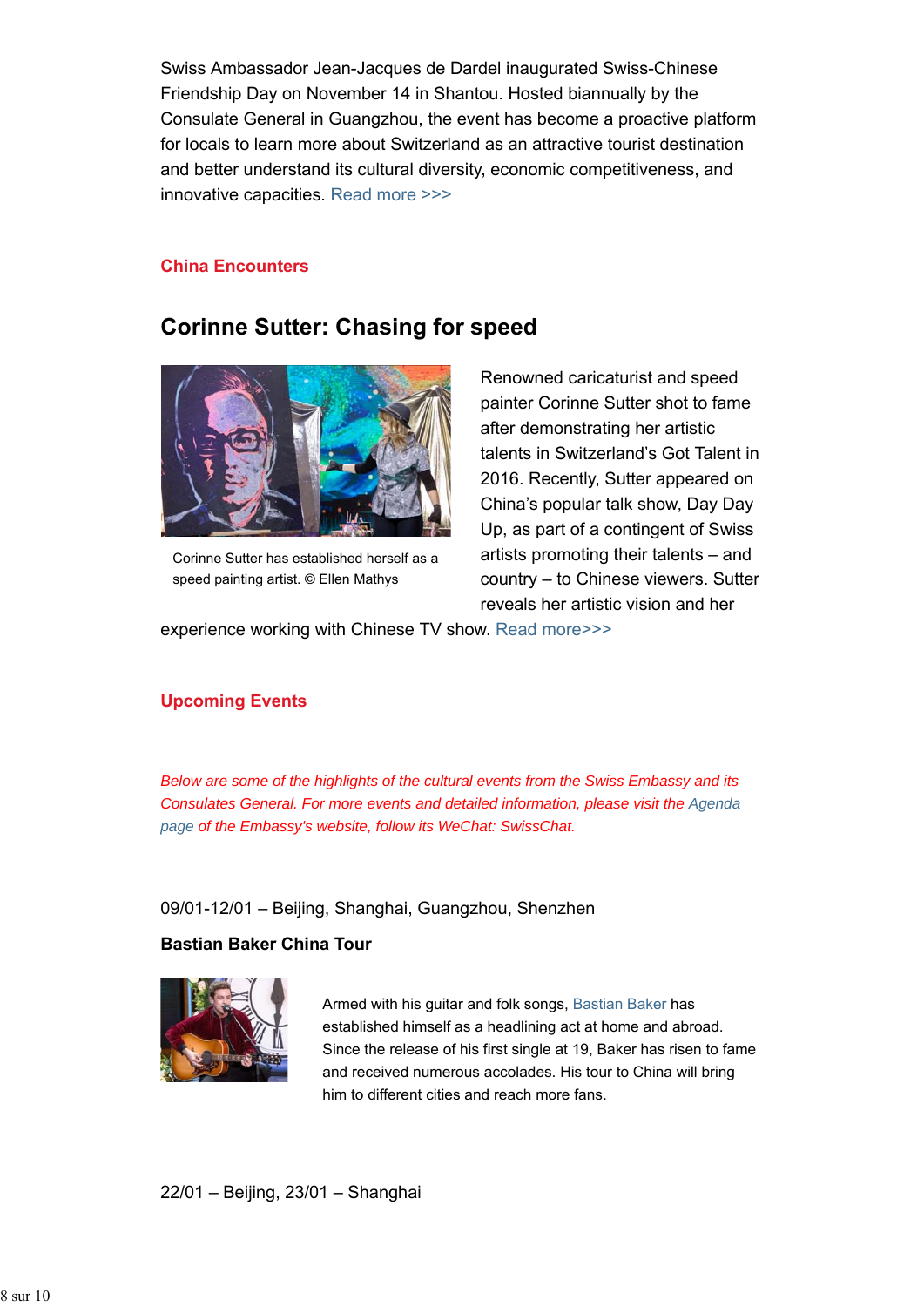Swiss Ambassador Jean-Jacques de Dardel inaugurated Swiss-Chinese Friendship Day on November 14 in Shantou. Hosted biannually by the Consulate General in Guangzhou, the event has become a proactive platform for locals to learn more about Switzerland as an attractive tourist destination and better understand its cultural diversity, economic competitiveness, and innovative capacities. Read more >>>

## China Encounters

### Corinne Sutter: Chasing for speed

Corinne Sutter has established herself as a speed painting artist. © Ellen Mathys

Renowned caricaturist and speed painter Corinne Sutter shot to fame after demonstrating her artistic talents in Switzerland's Got Talent in 2016. Recently, Sutter appeared on China's popular talk show, Day Day Up, as part of a contingent of Swiss artists promoting their talents – and country – to Chinese viewers. Sutter reveals her artistic vision and her experience working with Chinese TV show. Read more>>>

## Upcoming Events

*Below are some of the highlights of the cultural events from the Swiss Embassy and its Consulates General. For more events and detailed information, please visit the Agenda page of the Embassy's website, follow its WeChat: SwissChat.*

09/01-12/01 – Beijing, Shanghai, Guangzhou, Shenzhen

**Bastian Baker China Tour**

Armed with his guitar and folk songs, Bastian Baker has established himself as a headlining act at home and abroad. Since the release of his first single at 19, Baker has risen to fame and received numerous accolades. His tour to China will bring him to different cities and reach more fans.

22/01 – Beijing, 23/01 – Shanghai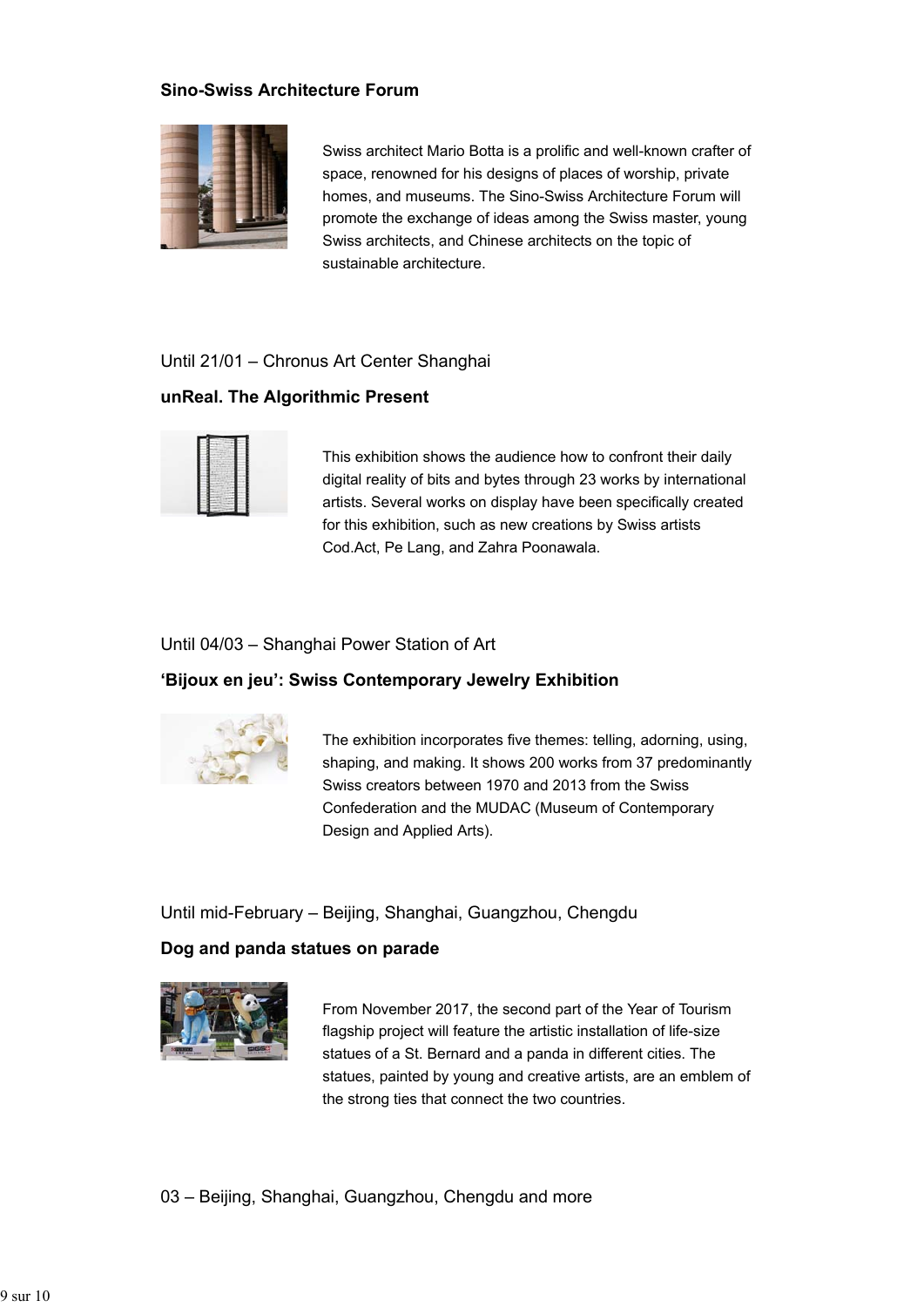**Sino-Swiss Architecture Forum**

Swiss architect Mario Botta is a prolific and well-known crafter of space, renowned for his designs of places of worship, private homes, and museums. The Sino-Swiss Architecture Forum will promote the exchange of ideas among the Swiss master, young Swiss architects, and Chinese architects on the topic of sustainable architecture.

Until 21/01 – Chronus Art Center Shanghai

**unReal. The Algorithmic Present**

This exhibition shows the audience how to confront their daily digital reality of bits and bytes through 23 works by international artists. Several works on display have been specifically created for this exhibition, such as new creations by Swiss artists Cod.Act, Pe Lang, and Zahra Poonawala.

Until 04/03 – Shanghai Power Station of Art

**'Bijoux en jeu': Swiss Contemporary Jewelry Exhibition**

The exhibition incorporates five themes: telling, adorning, using, shaping, and making. It shows 200 works from 37 predominantly Swiss creators between 1970 and 2013 from the Swiss Confederation and the MUDAC (Museum of Contemporary Design and Applied Arts).

Until mid-February – Beijing, Shanghai, Guangzhou, Chengdu

**Dog and panda statues on parade**

From November 2017, the second part of the Year of Tourism flagship project will feature the artistic installation of life-size statues of a St. Bernard and a panda in different cities. The statues, painted by young and creative artists, are an emblem of the strong ties that connect the two countries.

03 – Beijing, Shanghai, Guangzhou, Chengdu and more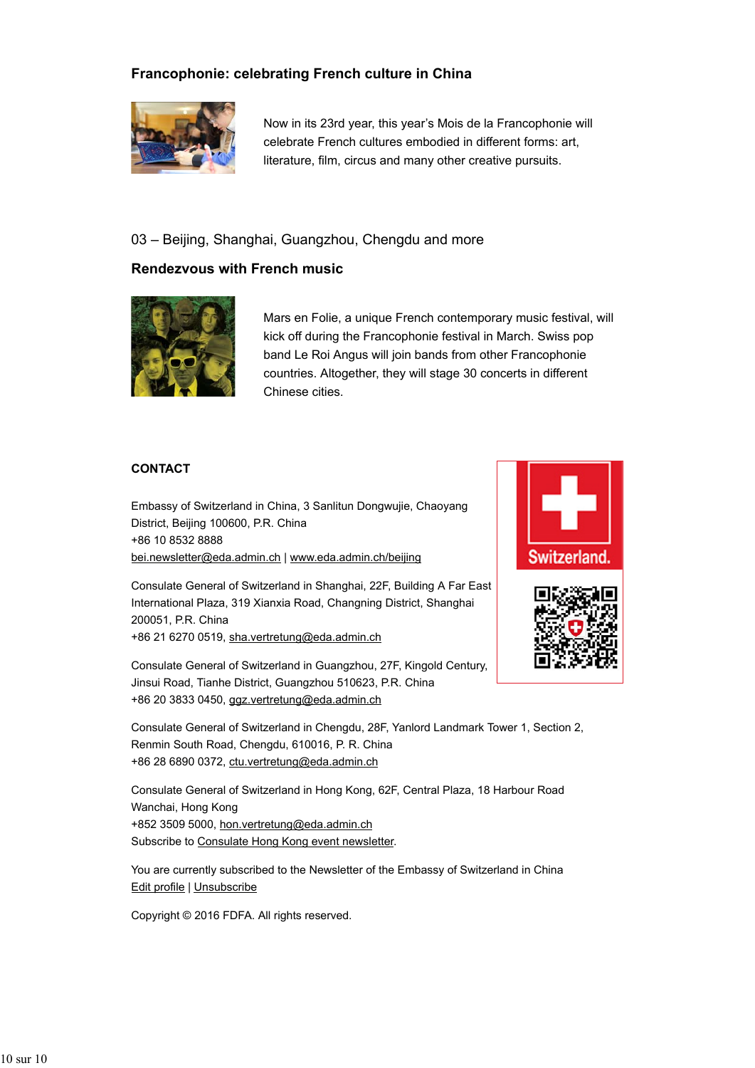## Francophonie: celebrating French culture in China

Now in its 23rd year, this year’s Mois de la Francophonie will celebrate French cultures embodied in different forms: art, literature, film, circus and many other creative pursuits.

03 – Beijing, Shanghai, Guangzhou, Chengdu and more

## Rendezvous with French music

Mars en Folie, a unique French contemporary music festival, will kick off during the Francophonie festival in March. Swiss pop band Le Roi Angus will join bands from other Francophonie countries. Altogether, they will stage 30 concerts in different Chinese cities.

### CONTACT

Embassy of Switzerland in China, 3 Sanlitun Dongwujie, Chaoyang District, Beijing 100600, P.R. China
+86 10 8532 8888
bei.newsletter@eda.admin.ch | www.eda.admin.ch/beijing

Consulate General of Switzerland in Shanghai, 22F, Building A Far East International Plaza, 319 Xianxia Road, Changning District, Shanghai 200051, P.R. China
+86 21 6270 0519, sha.vertretung@eda.admin.ch

Consulate General of Switzerland in Guangzhou, 27F, Kingold Century, Jinsui Road, Tianhe District, Guangzhou 510623, P.R. China
+86 20 3833 0450, ggz.vertretung@eda.admin.ch

Consulate General of Switzerland in Chengdu, 28F, Yanlord Landmark Tower 1, Section 2, Renmin South Road, Chengdu, 610016, P. R. China
+86 28 6890 0372, ctu.vertretung@eda.admin.ch

Consulate General of Switzerland in Hong Kong, 62F, Central Plaza, 18 Harbour Road Wanchai, Hong Kong
+852 3509 5000, hon.vertretung@eda.admin.ch
Subscribe to Consulate Hong Kong event newsletter.

Switzerland.

You are currently subscribed to the Newsletter of the Embassy of Switzerland in China
Edit profile | Unsubscribe

Copyright © 2016 FDFA. All rights reserved.